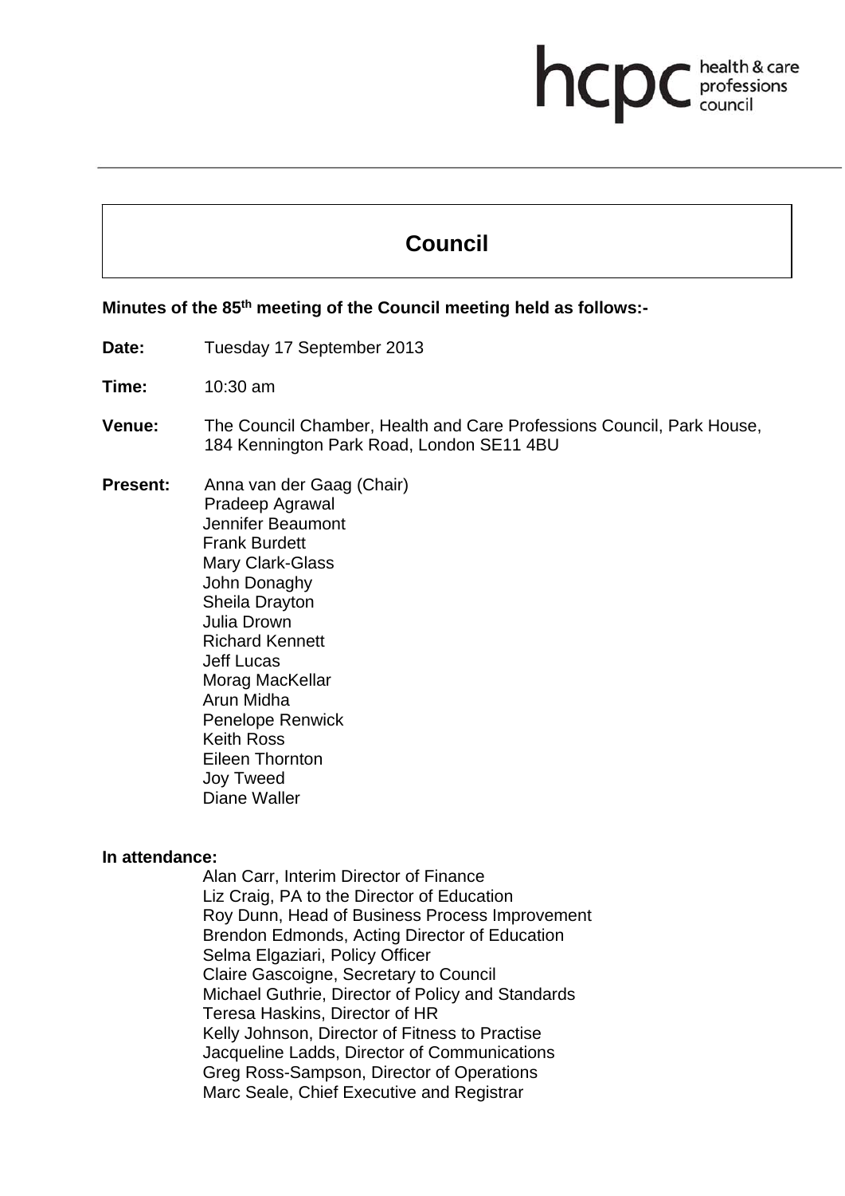# Council

**Minutes of the 85th meeting of the Council meeting held as follows:-**

**Date:** Tuesday 17 September 2013

**Time:** 10:30 am

**Venue:** The Council Chamber, Health and Care Professions Council, Park House, 184 Kennington Park Road, London SE11 4BU

**Present:**
Anna van der Gaag (Chair)
Pradeep Agrawal
Jennifer Beaumont
Frank Burdett
Mary Clark-Glass
John Donaghy
Sheila Drayton
Julia Drown
Richard Kennett
Jeff Lucas
Morag MacKellar
Arun Midha
Penelope Renwick
Keith Ross
Eileen Thornton
Joy Tweed
Diane Waller

**In attendance:**
Alan Carr, Interim Director of Finance
Liz Craig, PA to the Director of Education
Roy Dunn, Head of Business Process Improvement
Brendon Edmonds, Acting Director of Education
Selma Elgaziari, Policy Officer
Claire Gascoigne, Secretary to Council
Michael Guthrie, Director of Policy and Standards
Teresa Haskins, Director of HR
Kelly Johnson, Director of Fitness to Practise
Jacqueline Ladds, Director of Communications
Greg Ross-Sampson, Director of Operations
Marc Seale, Chief Executive and Registrar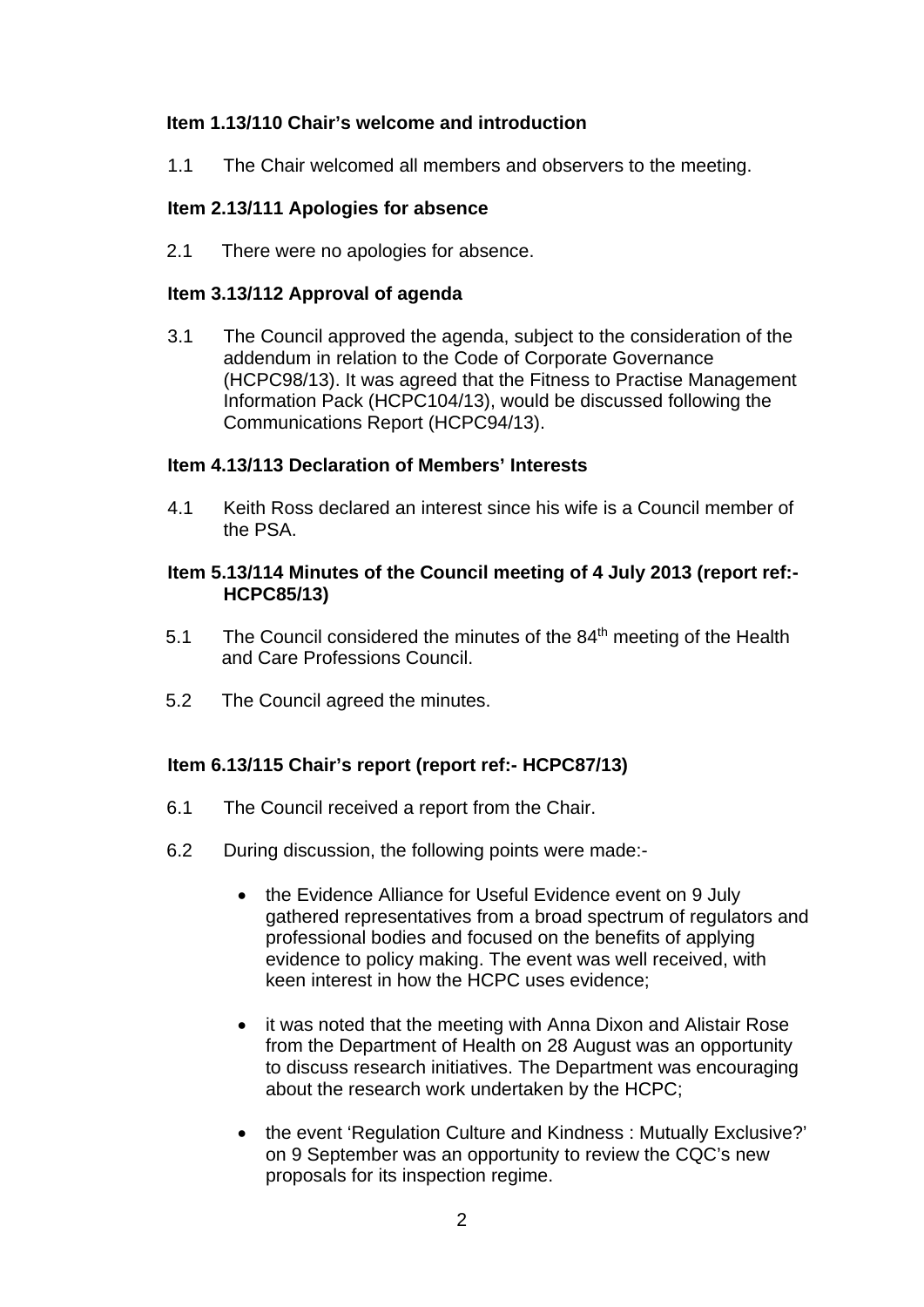**Item 1.13/110 Chair's welcome and introduction**

1.1 The Chair welcomed all members and observers to the meeting.

**Item 2.13/111 Apologies for absence**

2.1 There were no apologies for absence.

**Item 3.13/112 Approval of agenda**

3.1 The Council approved the agenda, subject to the consideration of the addendum in relation to the Code of Corporate Governance (HCPC98/13). It was agreed that the Fitness to Practise Management Information Pack (HCPC104/13), would be discussed following the Communications Report (HCPC94/13).

**Item 4.13/113 Declaration of Members' Interests**

4.1 Keith Ross declared an interest since his wife is a Council member of the PSA.

**Item 5.13/114 Minutes of the Council meeting of 4 July 2013 (report ref:- HCPC85/13)**

5.1 The Council considered the minutes of the 84th meeting of the Health and Care Professions Council.

5.2 The Council agreed the minutes.

**Item 6.13/115 Chair's report (report ref:- HCPC87/13)**

6.1 The Council received a report from the Chair.

6.2 During discussion, the following points were made:-

- the Evidence Alliance for Useful Evidence event on 9 July gathered representatives from a broad spectrum of regulators and professional bodies and focused on the benefits of applying evidence to policy making. The event was well received, with keen interest in how the HCPC uses evidence;

- it was noted that the meeting with Anna Dixon and Alistair Rose from the Department of Health on 28 August was an opportunity to discuss research initiatives. The Department was encouraging about the research work undertaken by the HCPC;

- the event 'Regulation Culture and Kindness : Mutually Exclusive?' on 9 September was an opportunity to review the CQC's new proposals for its inspection regime.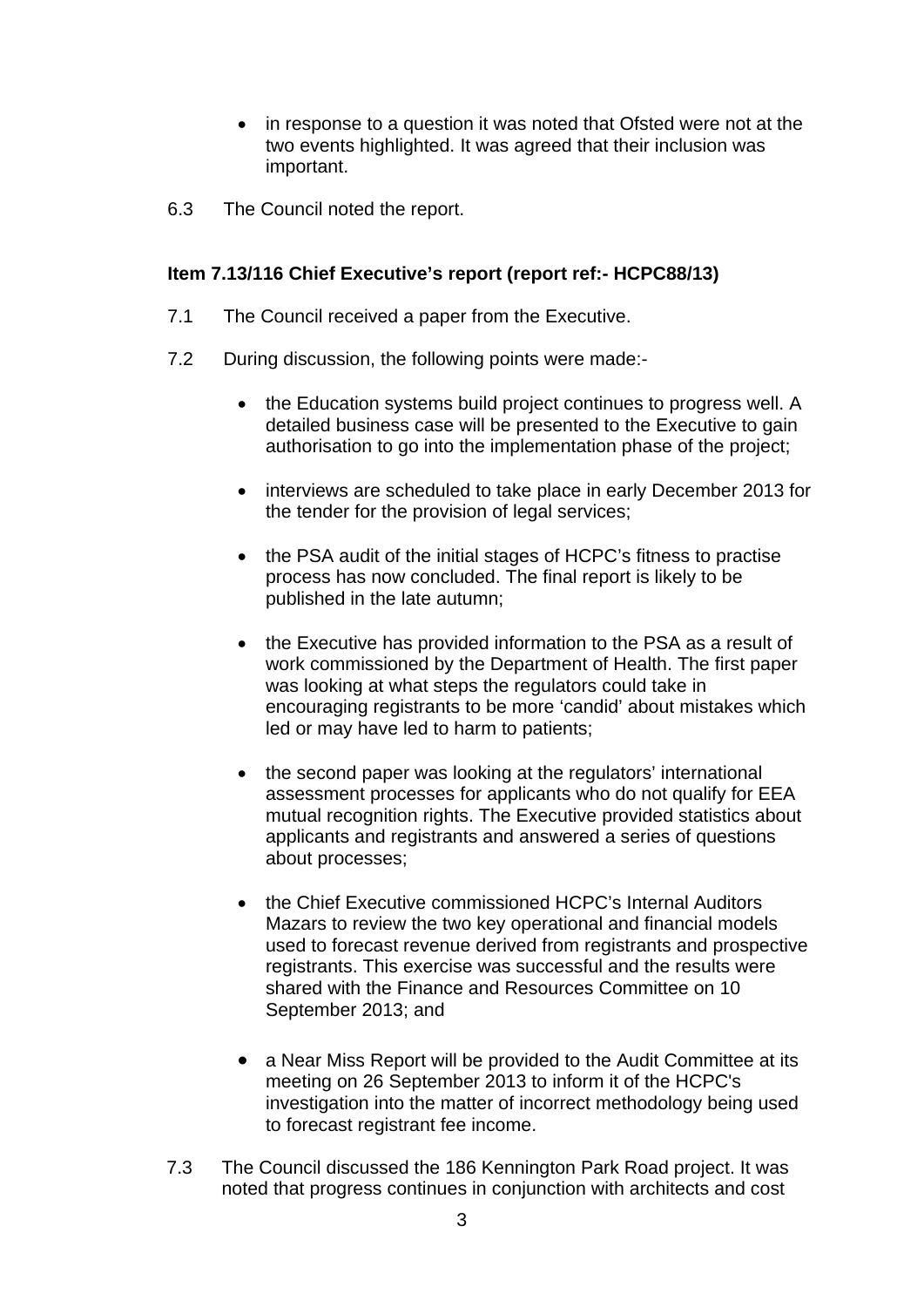- in response to a question it was noted that Ofsted were not at the two events highlighted. It was agreed that their inclusion was important.

6.3 The Council noted the report.

**Item 7.13/116 Chief Executive's report (report ref:- HCPC88/13)**

7.1 The Council received a paper from the Executive.

7.2 During discussion, the following points were made:-

- the Education systems build project continues to progress well. A detailed business case will be presented to the Executive to gain authorisation to go into the implementation phase of the project;

- interviews are scheduled to take place in early December 2013 for the tender for the provision of legal services;

- the PSA audit of the initial stages of HCPC's fitness to practise process has now concluded. The final report is likely to be published in the late autumn;

- the Executive has provided information to the PSA as a result of work commissioned by the Department of Health. The first paper was looking at what steps the regulators could take in encouraging registrants to be more 'candid' about mistakes which led or may have led to harm to patients;

- the second paper was looking at the regulators' international assessment processes for applicants who do not qualify for EEA mutual recognition rights. The Executive provided statistics about applicants and registrants and answered a series of questions about processes;

- the Chief Executive commissioned HCPC's Internal Auditors Mazars to review the two key operational and financial models used to forecast revenue derived from registrants and prospective registrants. This exercise was successful and the results were shared with the Finance and Resources Committee on 10 September 2013; and

- a Near Miss Report will be provided to the Audit Committee at its meeting on 26 September 2013 to inform it of the HCPC's investigation into the matter of incorrect methodology being used to forecast registrant fee income.

7.3 The Council discussed the 186 Kennington Park Road project. It was noted that progress continues in conjunction with architects and cost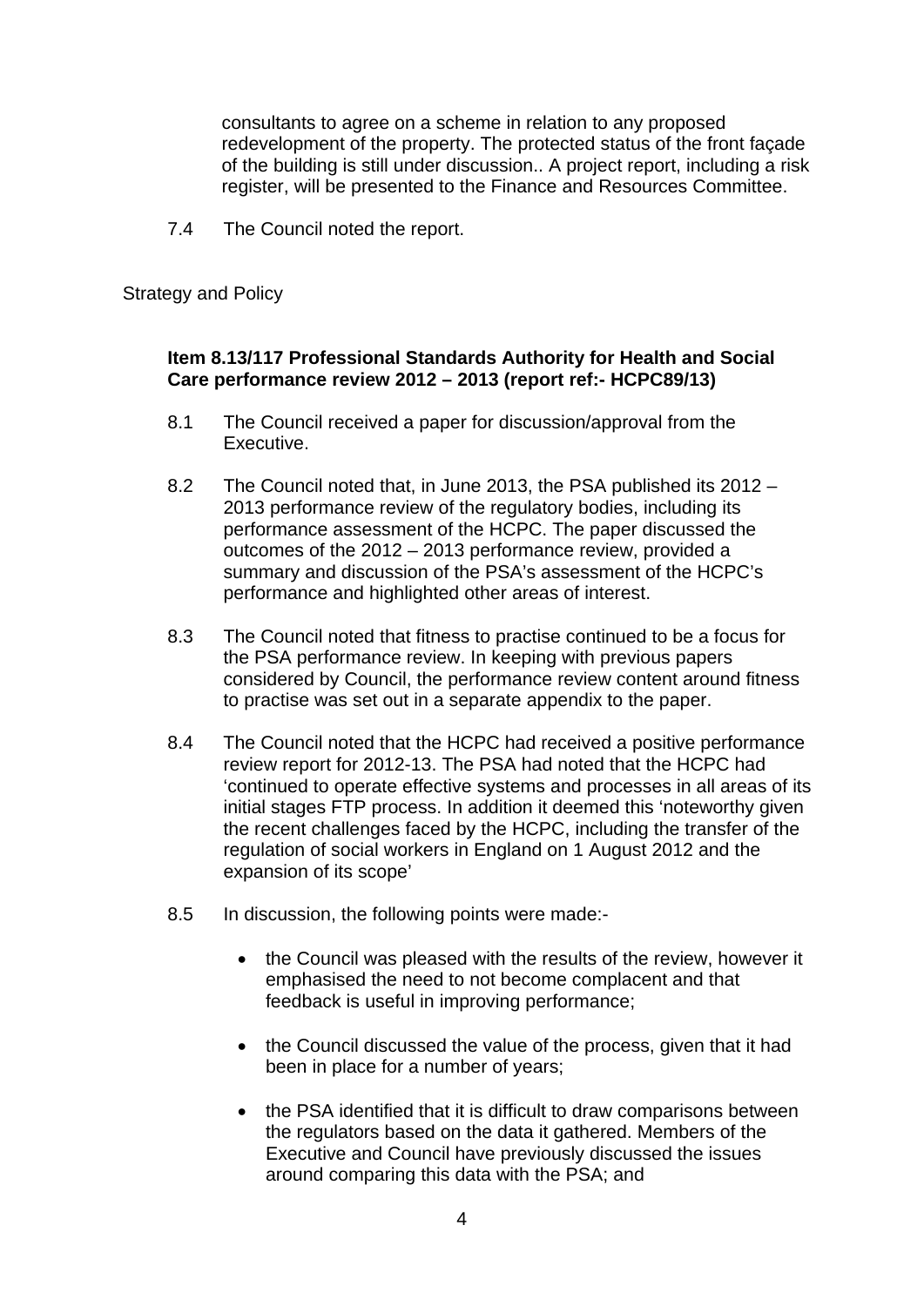consultants to agree on a scheme in relation to any proposed redevelopment of the property. The protected status of the front façade of the building is still under discussion.. A project report, including a risk register, will be presented to the Finance and Resources Committee.

7.4 The Council noted the report.

Strategy and Policy

**Item 8.13/117 Professional Standards Authority for Health and Social Care performance review 2012 – 2013 (report ref:- HCPC89/13)**

8.1 The Council received a paper for discussion/approval from the Executive.

8.2 The Council noted that, in June 2013, the PSA published its 2012 – 2013 performance review of the regulatory bodies, including its performance assessment of the HCPC. The paper discussed the outcomes of the 2012 – 2013 performance review, provided a summary and discussion of the PSA's assessment of the HCPC's performance and highlighted other areas of interest.

8.3 The Council noted that fitness to practise continued to be a focus for the PSA performance review. In keeping with previous papers considered by Council, the performance review content around fitness to practise was set out in a separate appendix to the paper.

8.4 The Council noted that the HCPC had received a positive performance review report for 2012-13. The PSA had noted that the HCPC had 'continued to operate effective systems and processes in all areas of its initial stages FTP process. In addition it deemed this 'noteworthy given the recent challenges faced by the HCPC, including the transfer of the regulation of social workers in England on 1 August 2012 and the expansion of its scope'

8.5 In discussion, the following points were made:-

- the Council was pleased with the results of the review, however it emphasised the need to not become complacent and that feedback is useful in improving performance;

- the Council discussed the value of the process, given that it had been in place for a number of years;

- the PSA identified that it is difficult to draw comparisons between the regulators based on the data it gathered. Members of the Executive and Council have previously discussed the issues around comparing this data with the PSA; and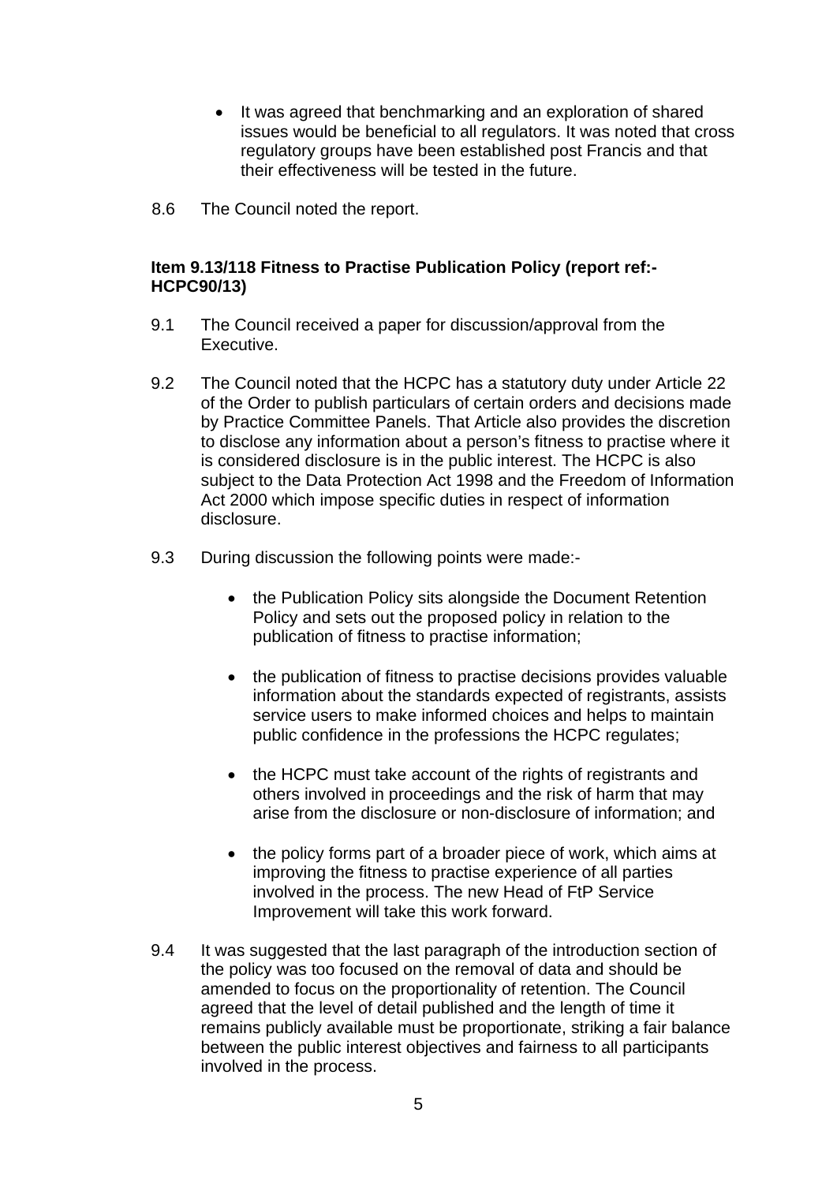- It was agreed that benchmarking and an exploration of shared issues would be beneficial to all regulators. It was noted that cross regulatory groups have been established post Francis and that their effectiveness will be tested in the future.

8.6 The Council noted the report.

**Item 9.13/118 Fitness to Practise Publication Policy (report ref:- HCPC90/13)**

9.1 The Council received a paper for discussion/approval from the Executive.

9.2 The Council noted that the HCPC has a statutory duty under Article 22 of the Order to publish particulars of certain orders and decisions made by Practice Committee Panels. That Article also provides the discretion to disclose any information about a person's fitness to practise where it is considered disclosure is in the public interest. The HCPC is also subject to the Data Protection Act 1998 and the Freedom of Information Act 2000 which impose specific duties in respect of information disclosure.

9.3 During discussion the following points were made:-

- the Publication Policy sits alongside the Document Retention Policy and sets out the proposed policy in relation to the publication of fitness to practise information;
- the publication of fitness to practise decisions provides valuable information about the standards expected of registrants, assists service users to make informed choices and helps to maintain public confidence in the professions the HCPC regulates;
- the HCPC must take account of the rights of registrants and others involved in proceedings and the risk of harm that may arise from the disclosure or non-disclosure of information; and
- the policy forms part of a broader piece of work, which aims at improving the fitness to practise experience of all parties involved in the process. The new Head of FtP Service Improvement will take this work forward.

9.4 It was suggested that the last paragraph of the introduction section of the policy was too focused on the removal of data and should be amended to focus on the proportionality of retention. The Council agreed that the level of detail published and the length of time it remains publicly available must be proportionate, striking a fair balance between the public interest objectives and fairness to all participants involved in the process.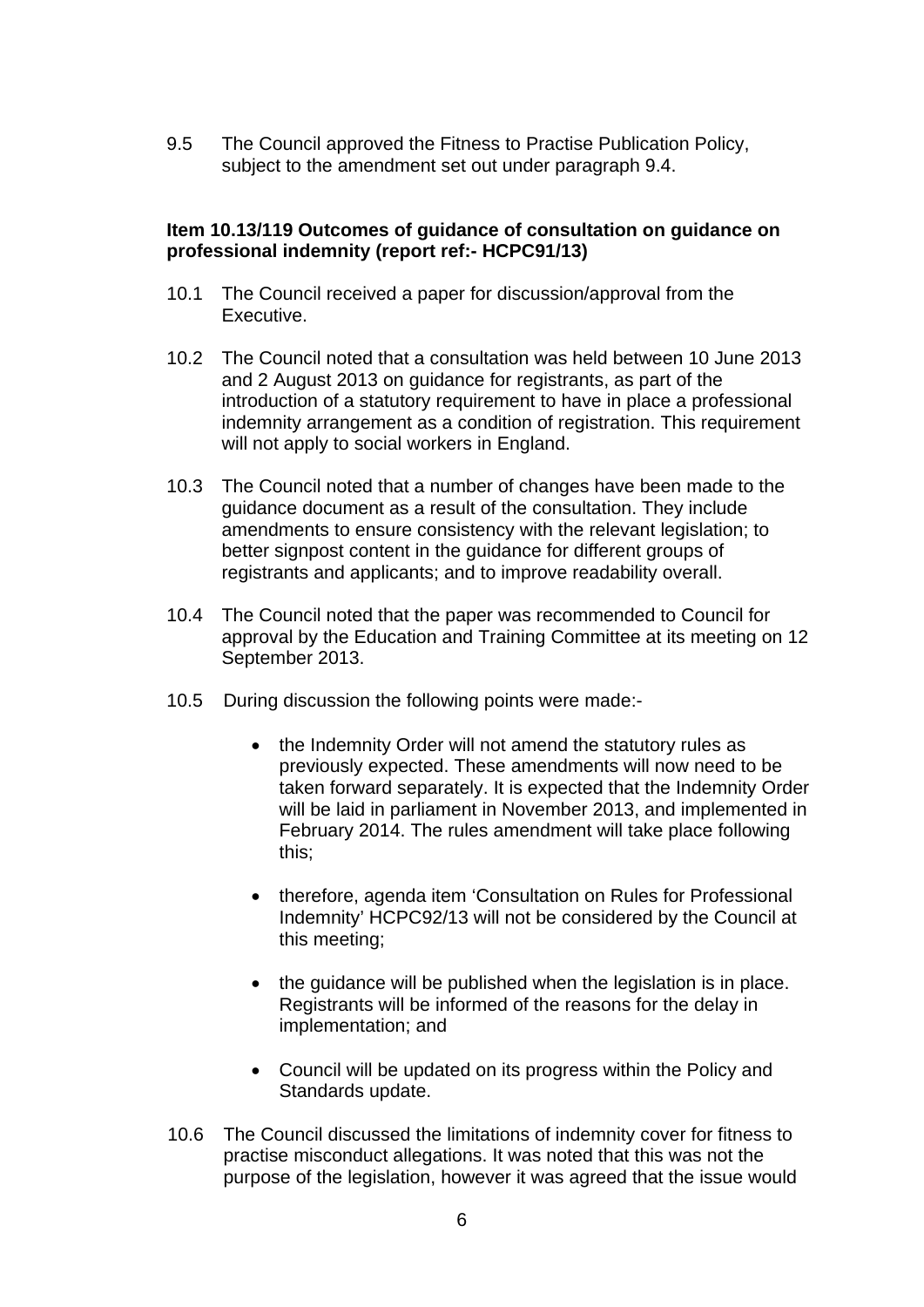9.5 The Council approved the Fitness to Practise Publication Policy, subject to the amendment set out under paragraph 9.4.

**Item 10.13/119 Outcomes of guidance of consultation on guidance on professional indemnity (report ref:- HCPC91/13)**

10.1 The Council received a paper for discussion/approval from the Executive.

10.2 The Council noted that a consultation was held between 10 June 2013 and 2 August 2013 on guidance for registrants, as part of the introduction of a statutory requirement to have in place a professional indemnity arrangement as a condition of registration. This requirement will not apply to social workers in England.

10.3 The Council noted that a number of changes have been made to the guidance document as a result of the consultation. They include amendments to ensure consistency with the relevant legislation; to better signpost content in the guidance for different groups of registrants and applicants; and to improve readability overall.

10.4 The Council noted that the paper was recommended to Council for approval by the Education and Training Committee at its meeting on 12 September 2013.

10.5 During discussion the following points were made:-

- the Indemnity Order will not amend the statutory rules as previously expected. These amendments will now need to be taken forward separately. It is expected that the Indemnity Order will be laid in parliament in November 2013, and implemented in February 2014. The rules amendment will take place following this;
- therefore, agenda item 'Consultation on Rules for Professional Indemnity' HCPC92/13 will not be considered by the Council at this meeting;
- the guidance will be published when the legislation is in place. Registrants will be informed of the reasons for the delay in implementation; and
- Council will be updated on its progress within the Policy and Standards update.

10.6 The Council discussed the limitations of indemnity cover for fitness to practise misconduct allegations. It was noted that this was not the purpose of the legislation, however it was agreed that the issue would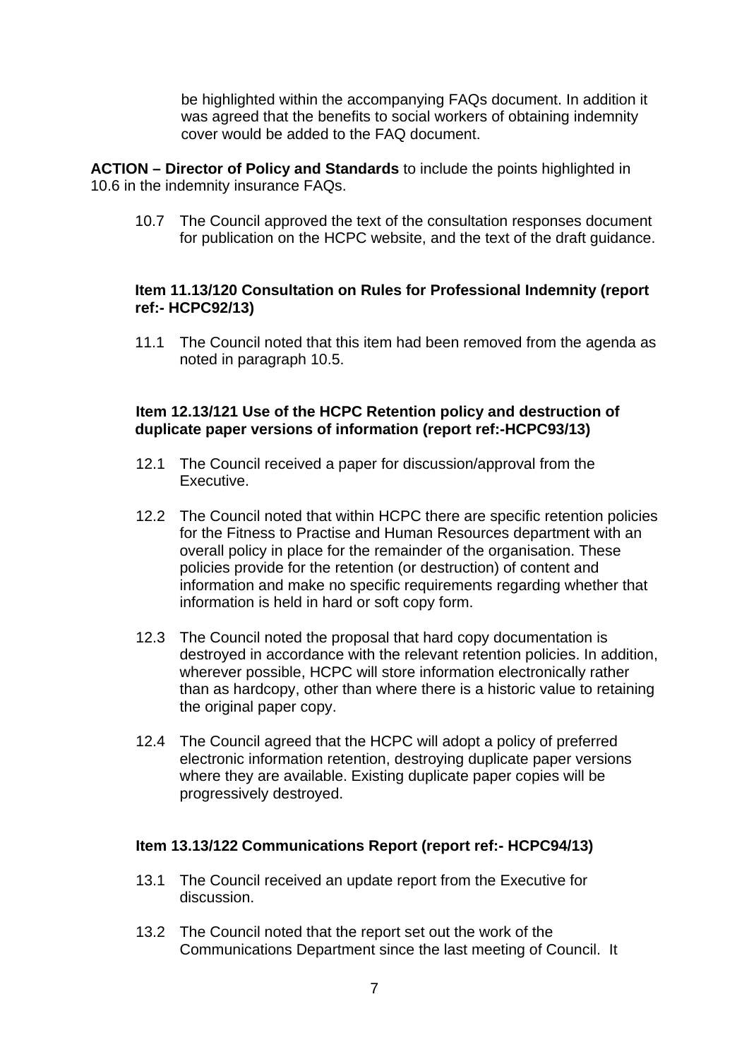be highlighted within the accompanying FAQs document. In addition it was agreed that the benefits to social workers of obtaining indemnity cover would be added to the FAQ document.

**ACTION – Director of Policy and Standards** to include the points highlighted in 10.6 in the indemnity insurance FAQs.

10.7 The Council approved the text of the consultation responses document for publication on the HCPC website, and the text of the draft guidance.

**Item 11.13/120 Consultation on Rules for Professional Indemnity (report ref:- HCPC92/13)**

11.1 The Council noted that this item had been removed from the agenda as noted in paragraph 10.5.

**Item 12.13/121 Use of the HCPC Retention policy and destruction of duplicate paper versions of information (report ref:-HCPC93/13)**

12.1 The Council received a paper for discussion/approval from the Executive.

12.2 The Council noted that within HCPC there are specific retention policies for the Fitness to Practise and Human Resources department with an overall policy in place for the remainder of the organisation. These policies provide for the retention (or destruction) of content and information and make no specific requirements regarding whether that information is held in hard or soft copy form.

12.3 The Council noted the proposal that hard copy documentation is destroyed in accordance with the relevant retention policies. In addition, wherever possible, HCPC will store information electronically rather than as hardcopy, other than where there is a historic value to retaining the original paper copy.

12.4 The Council agreed that the HCPC will adopt a policy of preferred electronic information retention, destroying duplicate paper versions where they are available. Existing duplicate paper copies will be progressively destroyed.

**Item 13.13/122 Communications Report (report ref:- HCPC94/13)**

13.1 The Council received an update report from the Executive for discussion.

13.2 The Council noted that the report set out the work of the Communications Department since the last meeting of Council. It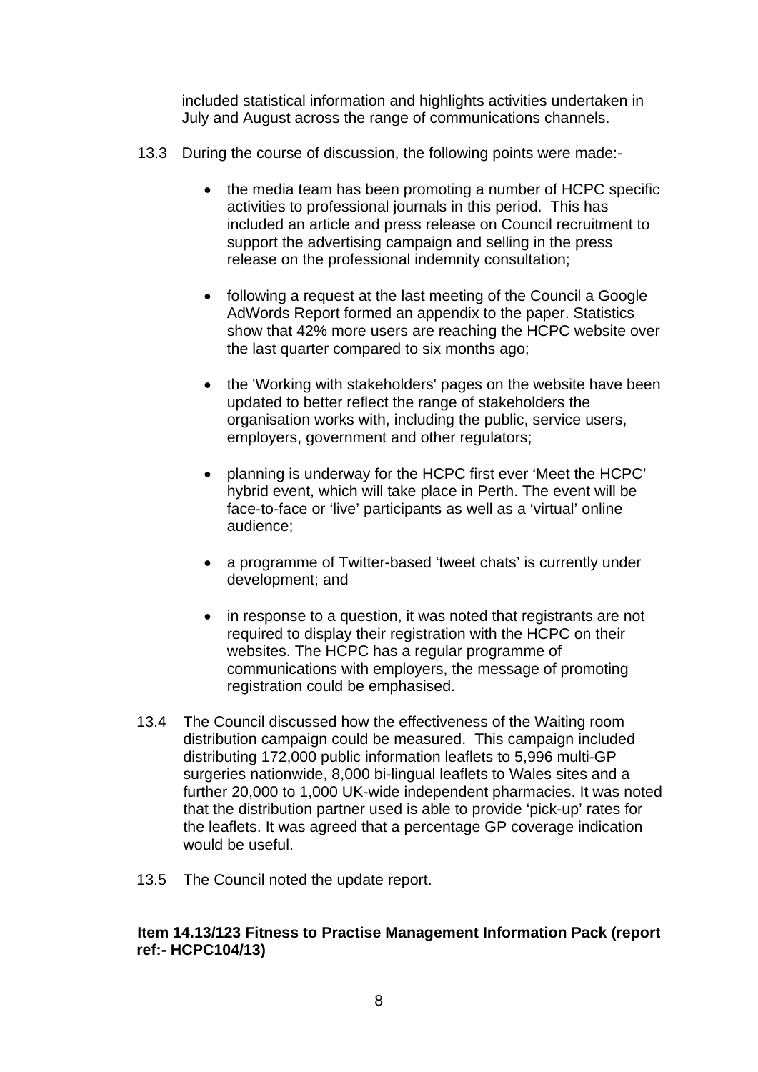included statistical information and highlights activities undertaken in July and August across the range of communications channels.

13.3 During the course of discussion, the following points were made:-

- the media team has been promoting a number of HCPC specific activities to professional journals in this period. This has included an article and press release on Council recruitment to support the advertising campaign and selling in the press release on the professional indemnity consultation;

- following a request at the last meeting of the Council a Google AdWords Report formed an appendix to the paper. Statistics show that 42% more users are reaching the HCPC website over the last quarter compared to six months ago;

- the 'Working with stakeholders' pages on the website have been updated to better reflect the range of stakeholders the organisation works with, including the public, service users, employers, government and other regulators;

- planning is underway for the HCPC first ever 'Meet the HCPC' hybrid event, which will take place in Perth. The event will be face-to-face or 'live' participants as well as a 'virtual' online audience;

- a programme of Twitter-based 'tweet chats' is currently under development; and

- in response to a question, it was noted that registrants are not required to display their registration with the HCPC on their websites. The HCPC has a regular programme of communications with employers, the message of promoting registration could be emphasised.

13.4 The Council discussed how the effectiveness of the Waiting room distribution campaign could be measured. This campaign included distributing 172,000 public information leaflets to 5,996 multi-GP surgeries nationwide, 8,000 bi-lingual leaflets to Wales sites and a further 20,000 to 1,000 UK-wide independent pharmacies. It was noted that the distribution partner used is able to provide 'pick-up' rates for the leaflets. It was agreed that a percentage GP coverage indication would be useful.

13.5 The Council noted the update report.

**Item 14.13/123 Fitness to Practise Management Information Pack (report ref:- HCPC104/13)**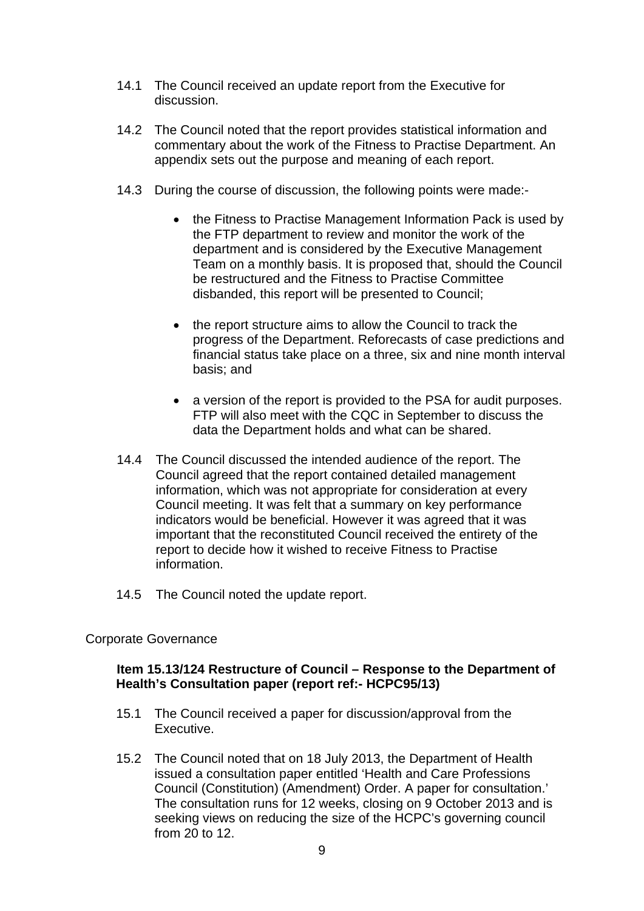14.1 The Council received an update report from the Executive for discussion.

14.2 The Council noted that the report provides statistical information and commentary about the work of the Fitness to Practise Department. An appendix sets out the purpose and meaning of each report.

14.3 During the course of discussion, the following points were made:-

- the Fitness to Practise Management Information Pack is used by the FTP department to review and monitor the work of the department and is considered by the Executive Management Team on a monthly basis. It is proposed that, should the Council be restructured and the Fitness to Practise Committee disbanded, this report will be presented to Council;

- the report structure aims to allow the Council to track the progress of the Department. Reforecasts of case predictions and financial status take place on a three, six and nine month interval basis; and

- a version of the report is provided to the PSA for audit purposes. FTP will also meet with the CQC in September to discuss the data the Department holds and what can be shared.

14.4 The Council discussed the intended audience of the report. The Council agreed that the report contained detailed management information, which was not appropriate for consideration at every Council meeting. It was felt that a summary on key performance indicators would be beneficial. However it was agreed that it was important that the reconstituted Council received the entirety of the report to decide how it wished to receive Fitness to Practise information.

14.5 The Council noted the update report.

Corporate Governance

**Item 15.13/124 Restructure of Council – Response to the Department of Health's Consultation paper (report ref:- HCPC95/13)**

15.1 The Council received a paper for discussion/approval from the Executive.

15.2 The Council noted that on 18 July 2013, the Department of Health issued a consultation paper entitled 'Health and Care Professions Council (Constitution) (Amendment) Order. A paper for consultation.' The consultation runs for 12 weeks, closing on 9 October 2013 and is seeking views on reducing the size of the HCPC's governing council from 20 to 12.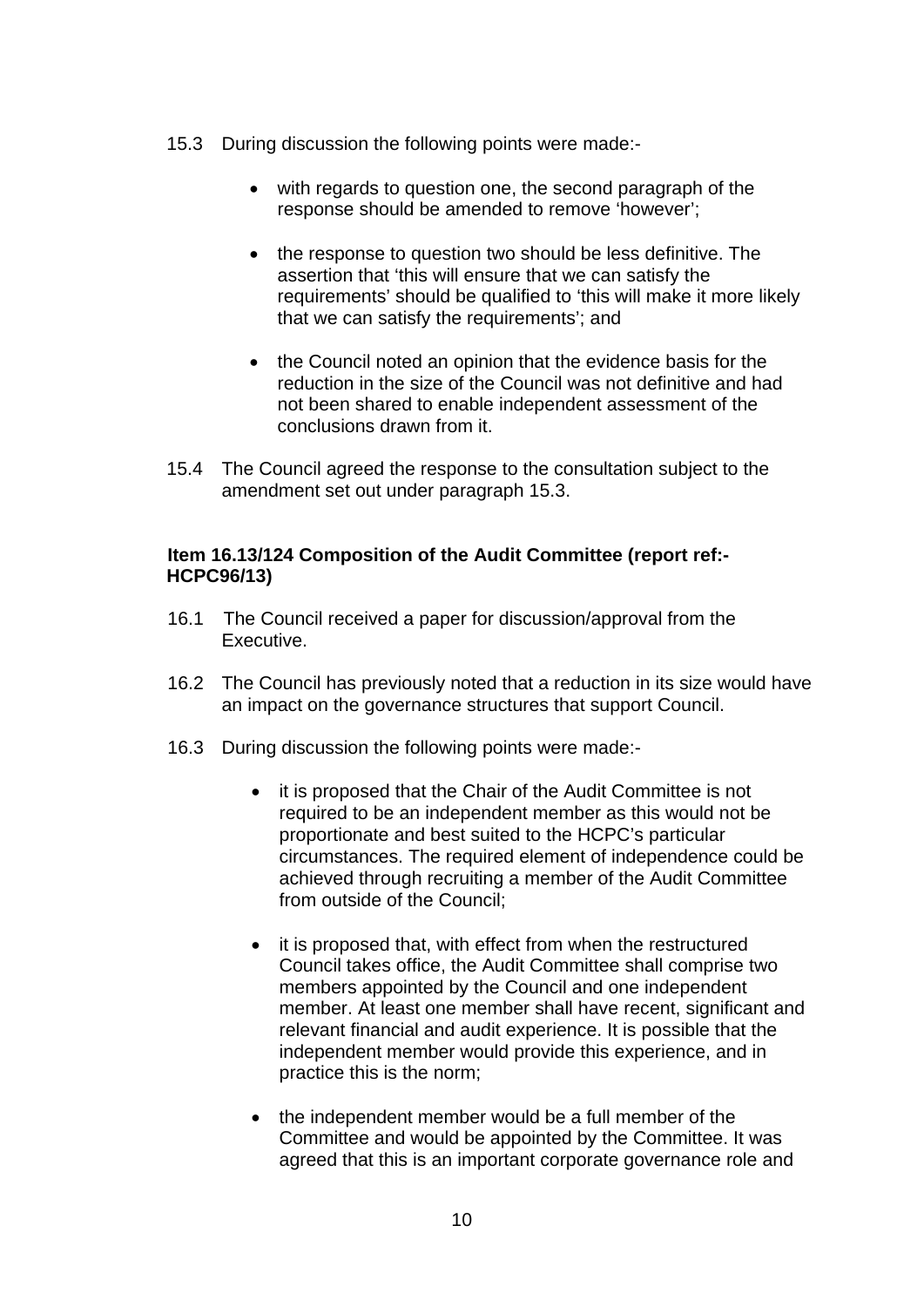15.3 During discussion the following points were made:-

- with regards to question one, the second paragraph of the response should be amended to remove 'however';

- the response to question two should be less definitive. The assertion that 'this will ensure that we can satisfy the requirements' should be qualified to 'this will make it more likely that we can satisfy the requirements'; and

- the Council noted an opinion that the evidence basis for the reduction in the size of the Council was not definitive and had not been shared to enable independent assessment of the conclusions drawn from it.

15.4 The Council agreed the response to the consultation subject to the amendment set out under paragraph 15.3.

**Item 16.13/124 Composition of the Audit Committee (report ref:- HCPC96/13)**

16.1 The Council received a paper for discussion/approval from the Executive.

16.2 The Council has previously noted that a reduction in its size would have an impact on the governance structures that support Council.

16.3 During discussion the following points were made:-

- it is proposed that the Chair of the Audit Committee is not required to be an independent member as this would not be proportionate and best suited to the HCPC's particular circumstances. The required element of independence could be achieved through recruiting a member of the Audit Committee from outside of the Council;

- it is proposed that, with effect from when the restructured Council takes office, the Audit Committee shall comprise two members appointed by the Council and one independent member. At least one member shall have recent, significant and relevant financial and audit experience. It is possible that the independent member would provide this experience, and in practice this is the norm;

- the independent member would be a full member of the Committee and would be appointed by the Committee. It was agreed that this is an important corporate governance role and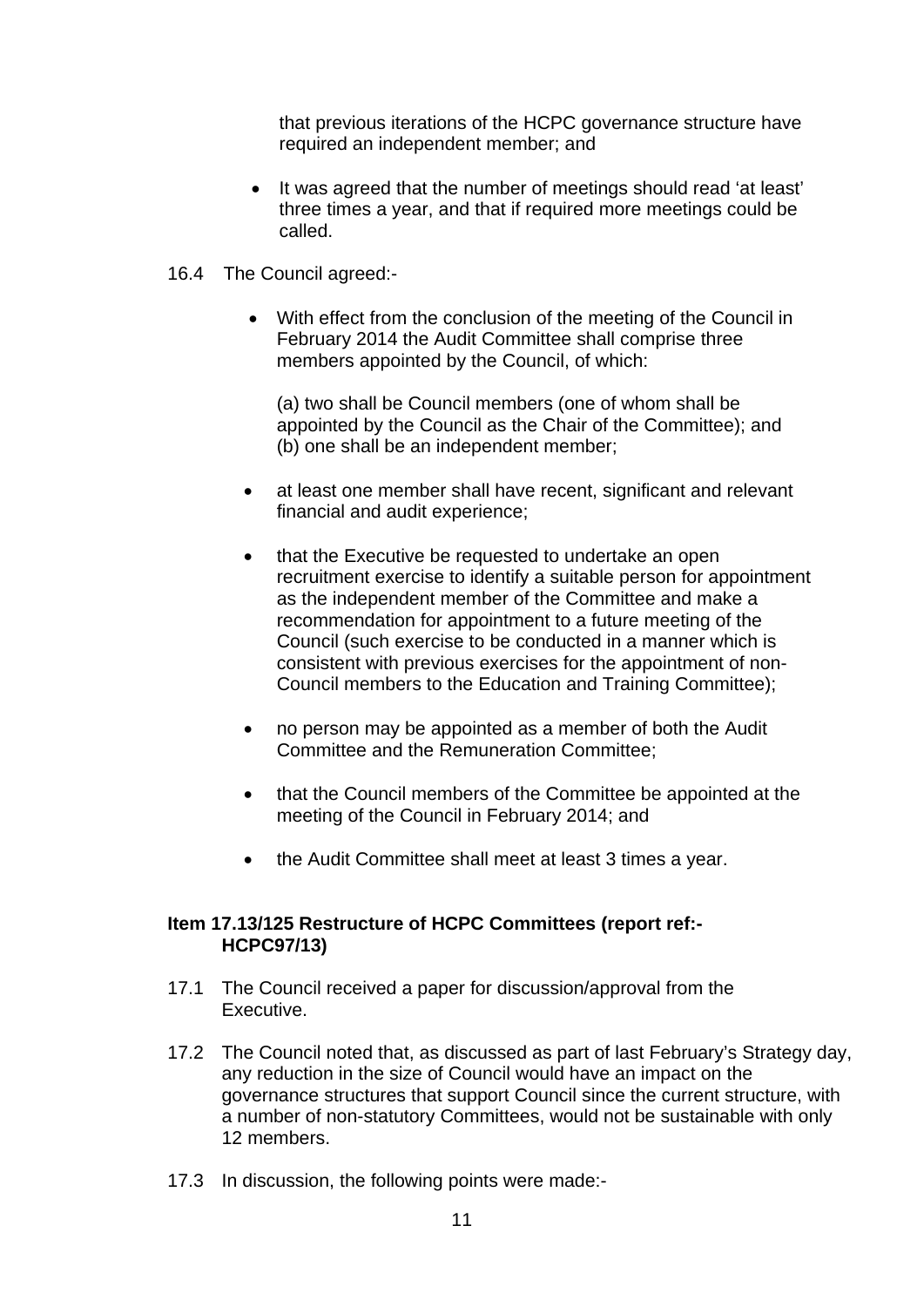that previous iterations of the HCPC governance structure have required an independent member; and

- It was agreed that the number of meetings should read 'at least' three times a year, and that if required more meetings could be called.

16.4 The Council agreed:-

- With effect from the conclusion of the meeting of the Council in February 2014 the Audit Committee shall comprise three members appointed by the Council, of which:

  (a) two shall be Council members (one of whom shall be appointed by the Council as the Chair of the Committee); and
  (b) one shall be an independent member;

- at least one member shall have recent, significant and relevant financial and audit experience;

- that the Executive be requested to undertake an open recruitment exercise to identify a suitable person for appointment as the independent member of the Committee and make a recommendation for appointment to a future meeting of the Council (such exercise to be conducted in a manner which is consistent with previous exercises for the appointment of non-Council members to the Education and Training Committee);

- no person may be appointed as a member of both the Audit Committee and the Remuneration Committee;

- that the Council members of the Committee be appointed at the meeting of the Council in February 2014; and

- the Audit Committee shall meet at least 3 times a year.

**Item 17.13/125 Restructure of HCPC Committees (report ref:- HCPC97/13)**

17.1 The Council received a paper for discussion/approval from the Executive.

17.2 The Council noted that, as discussed as part of last February's Strategy day, any reduction in the size of Council would have an impact on the governance structures that support Council since the current structure, with a number of non-statutory Committees, would not be sustainable with only 12 members.

17.3 In discussion, the following points were made:-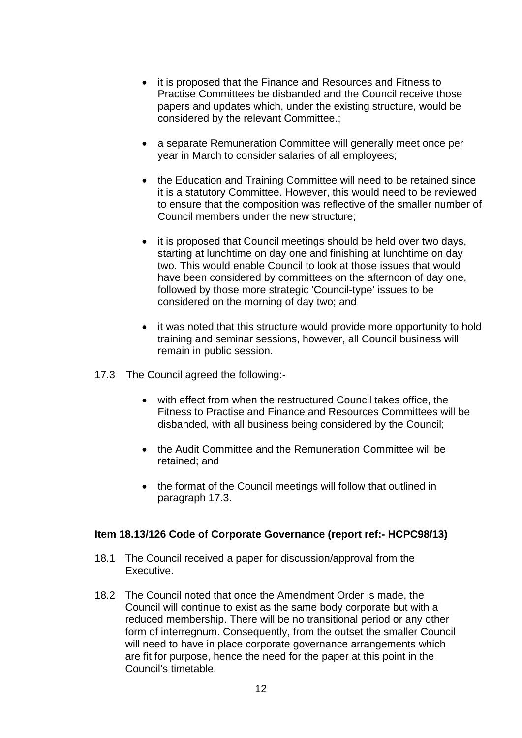- it is proposed that the Finance and Resources and Fitness to Practise Committees be disbanded and the Council receive those papers and updates which, under the existing structure, would be considered by the relevant Committee.;

- a separate Remuneration Committee will generally meet once per year in March to consider salaries of all employees;

- the Education and Training Committee will need to be retained since it is a statutory Committee. However, this would need to be reviewed to ensure that the composition was reflective of the smaller number of Council members under the new structure;

- it is proposed that Council meetings should be held over two days, starting at lunchtime on day one and finishing at lunchtime on day two. This would enable Council to look at those issues that would have been considered by committees on the afternoon of day one, followed by those more strategic 'Council-type' issues to be considered on the morning of day two; and

- it was noted that this structure would provide more opportunity to hold training and seminar sessions, however, all Council business will remain in public session.

17.3 The Council agreed the following:-

- with effect from when the restructured Council takes office, the Fitness to Practise and Finance and Resources Committees will be disbanded, with all business being considered by the Council;

- the Audit Committee and the Remuneration Committee will be retained; and

- the format of the Council meetings will follow that outlined in paragraph 17.3.

**Item 18.13/126 Code of Corporate Governance (report ref:- HCPC98/13)**

18.1 The Council received a paper for discussion/approval from the Executive.

18.2 The Council noted that once the Amendment Order is made, the Council will continue to exist as the same body corporate but with a reduced membership. There will be no transitional period or any other form of interregnum. Consequently, from the outset the smaller Council will need to have in place corporate governance arrangements which are fit for purpose, hence the need for the paper at this point in the Council's timetable.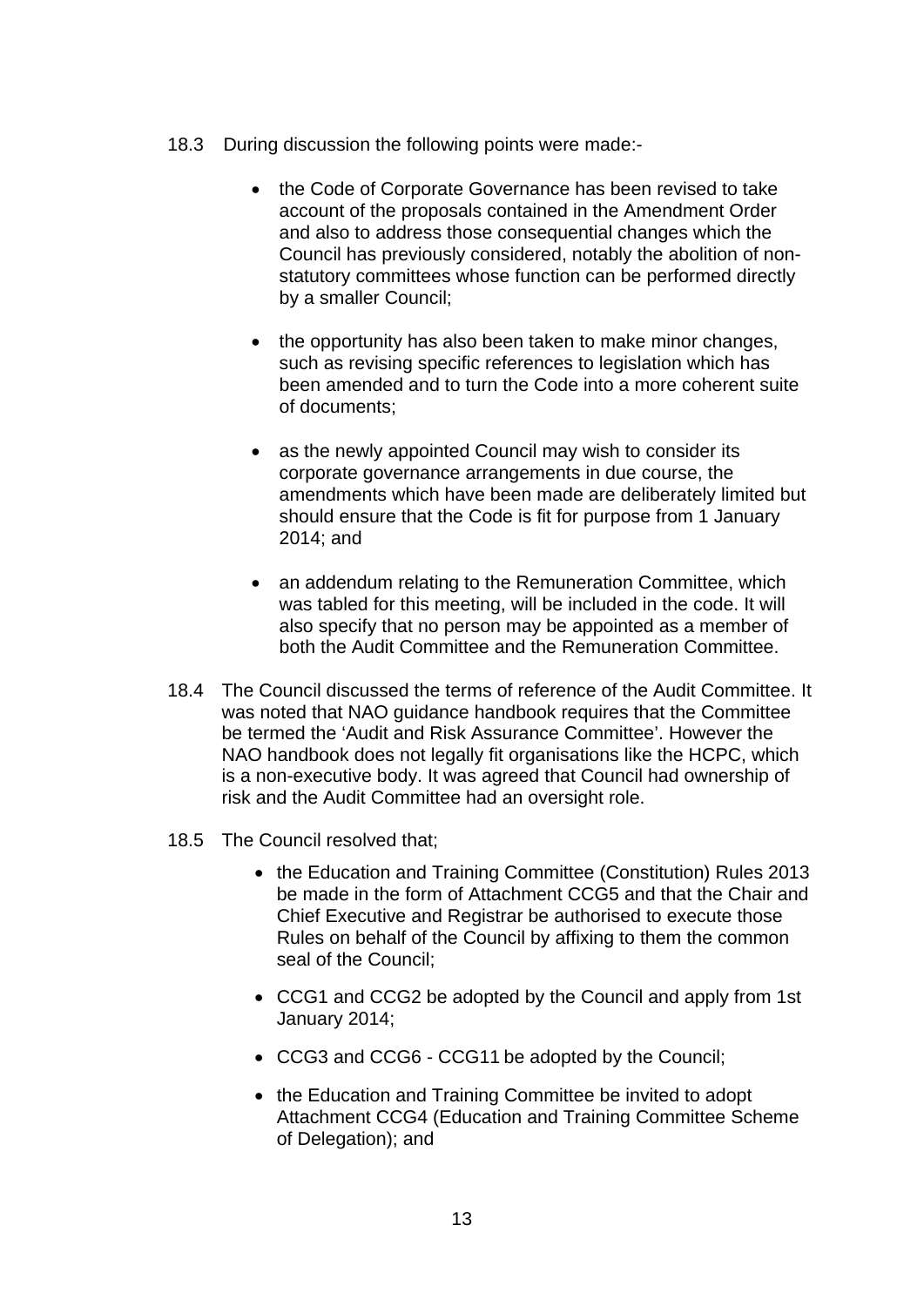18.3 During discussion the following points were made:-

- the Code of Corporate Governance has been revised to take account of the proposals contained in the Amendment Order and also to address those consequential changes which the Council has previously considered, notably the abolition of non-statutory committees whose function can be performed directly by a smaller Council;

- the opportunity has also been taken to make minor changes, such as revising specific references to legislation which has been amended and to turn the Code into a more coherent suite of documents;

- as the newly appointed Council may wish to consider its corporate governance arrangements in due course, the amendments which have been made are deliberately limited but should ensure that the Code is fit for purpose from 1 January 2014; and

- an addendum relating to the Remuneration Committee, which was tabled for this meeting, will be included in the code. It will also specify that no person may be appointed as a member of both the Audit Committee and the Remuneration Committee.

18.4 The Council discussed the terms of reference of the Audit Committee. It was noted that NAO guidance handbook requires that the Committee be termed the 'Audit and Risk Assurance Committee'. However the NAO handbook does not legally fit organisations like the HCPC, which is a non-executive body. It was agreed that Council had ownership of risk and the Audit Committee had an oversight role.

18.5 The Council resolved that;

- the Education and Training Committee (Constitution) Rules 2013 be made in the form of Attachment CCG5 and that the Chair and Chief Executive and Registrar be authorised to execute those Rules on behalf of the Council by affixing to them the common seal of the Council;

- CCG1 and CCG2 be adopted by the Council and apply from 1st January 2014;

- CCG3 and CCG6 - CCG11 be adopted by the Council;

- the Education and Training Committee be invited to adopt Attachment CCG4 (Education and Training Committee Scheme of Delegation); and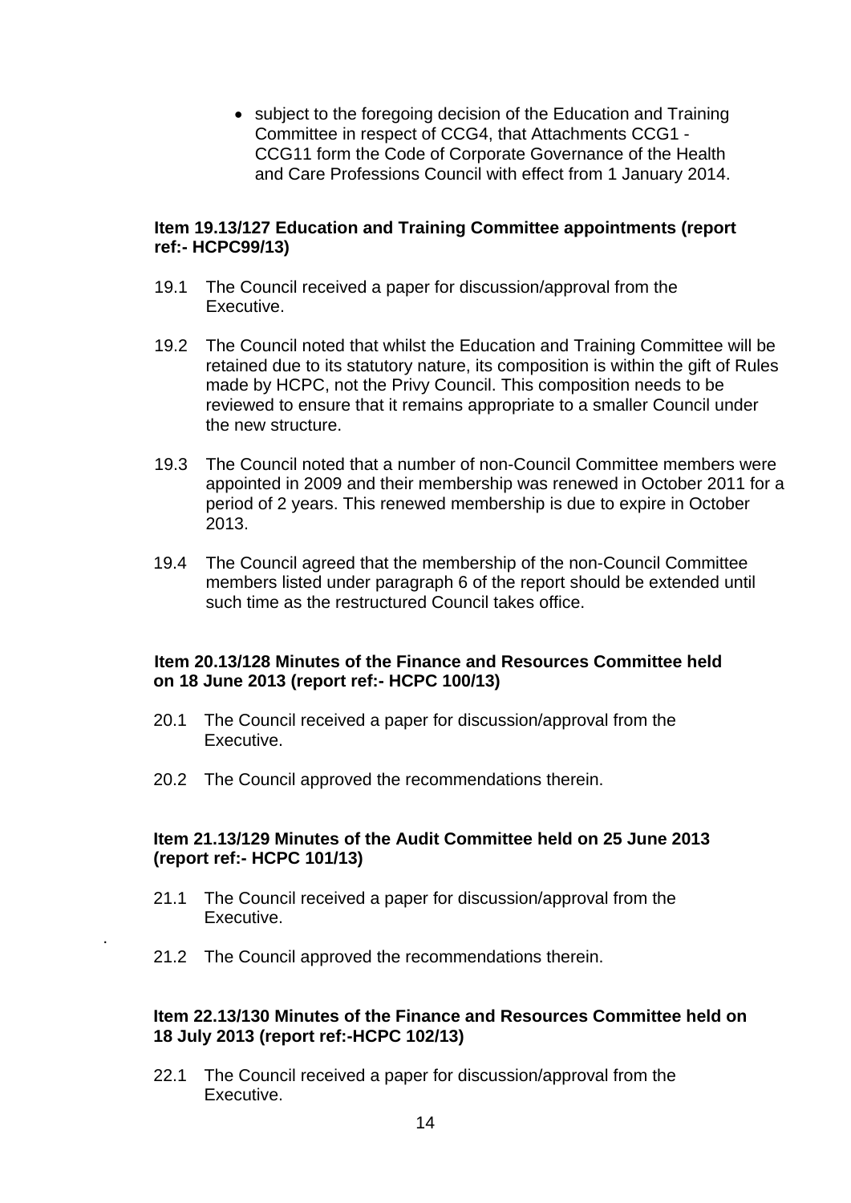- subject to the foregoing decision of the Education and Training Committee in respect of CCG4, that Attachments CCG1 - CCG11 form the Code of Corporate Governance of the Health and Care Professions Council with effect from 1 January 2014.

**Item 19.13/127 Education and Training Committee appointments (report ref:- HCPC99/13)**

19.1 The Council received a paper for discussion/approval from the Executive.

19.2 The Council noted that whilst the Education and Training Committee will be retained due to its statutory nature, its composition is within the gift of Rules made by HCPC, not the Privy Council. This composition needs to be reviewed to ensure that it remains appropriate to a smaller Council under the new structure.

19.3 The Council noted that a number of non-Council Committee members were appointed in 2009 and their membership was renewed in October 2011 for a period of 2 years. This renewed membership is due to expire in October 2013.

19.4 The Council agreed that the membership of the non-Council Committee members listed under paragraph 6 of the report should be extended until such time as the restructured Council takes office.

**Item 20.13/128 Minutes of the Finance and Resources Committee held on 18 June 2013 (report ref:- HCPC 100/13)**

20.1 The Council received a paper for discussion/approval from the Executive.

20.2 The Council approved the recommendations therein.

**Item 21.13/129 Minutes of the Audit Committee held on 25 June 2013 (report ref:- HCPC 101/13)**

21.1 The Council received a paper for discussion/approval from the Executive.

21.2 The Council approved the recommendations therein.

**Item 22.13/130 Minutes of the Finance and Resources Committee held on 18 July 2013 (report ref:-HCPC 102/13)**

22.1 The Council received a paper for discussion/approval from the Executive.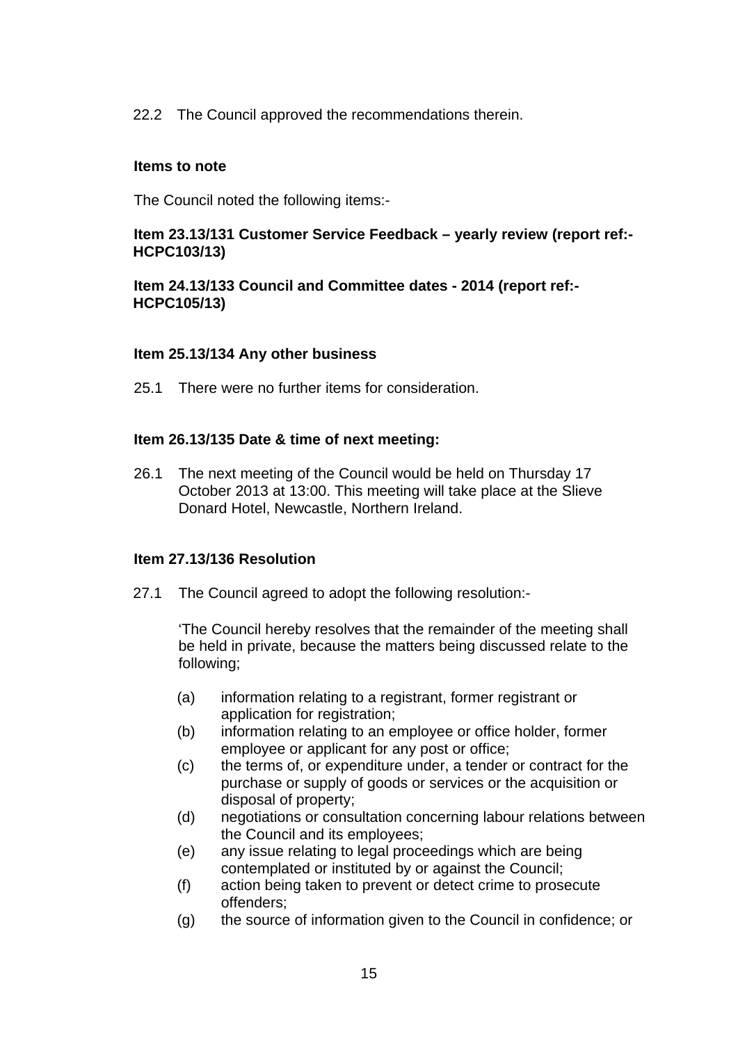22.2 The Council approved the recommendations therein.

**Items to note**

The Council noted the following items:-

**Item 23.13/131 Customer Service Feedback – yearly review (report ref:- HCPC103/13)**

**Item 24.13/133 Council and Committee dates - 2014 (report ref:- HCPC105/13)**

**Item 25.13/134 Any other business**

25.1 There were no further items for consideration.

**Item 26.13/135 Date & time of next meeting:**

26.1 The next meeting of the Council would be held on Thursday 17 October 2013 at 13:00. This meeting will take place at the Slieve Donard Hotel, Newcastle, Northern Ireland.

**Item 27.13/136 Resolution**

27.1 The Council agreed to adopt the following resolution:-

'The Council hereby resolves that the remainder of the meeting shall be held in private, because the matters being discussed relate to the following;

(a) information relating to a registrant, former registrant or application for registration;
(b) information relating to an employee or office holder, former employee or applicant for any post or office;
(c) the terms of, or expenditure under, a tender or contract for the purchase or supply of goods or services or the acquisition or disposal of property;
(d) negotiations or consultation concerning labour relations between the Council and its employees;
(e) any issue relating to legal proceedings which are being contemplated or instituted by or against the Council;
(f) action being taken to prevent or detect crime to prosecute offenders;
(g) the source of information given to the Council in confidence; or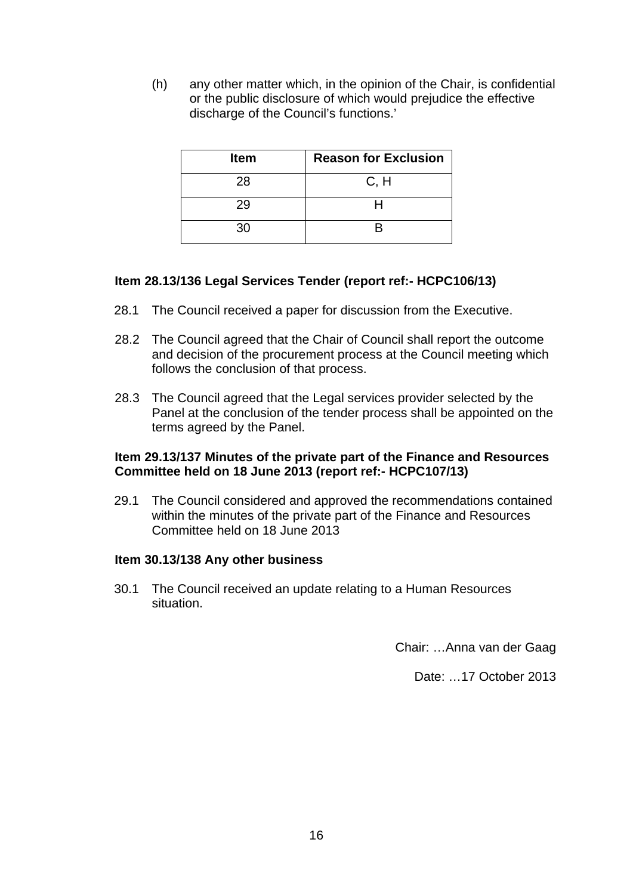(h) any other matter which, in the opinion of the Chair, is confidential or the public disclosure of which would prejudice the effective discharge of the Council's functions.'

| Item | Reason for Exclusion |
|---|---|
| 28 | C, H |
| 29 | H |
| 30 | B |

**Item 28.13/136 Legal Services Tender (report ref:- HCPC106/13)**

28.1 The Council received a paper for discussion from the Executive.

28.2 The Council agreed that the Chair of Council shall report the outcome and decision of the procurement process at the Council meeting which follows the conclusion of that process.

28.3 The Council agreed that the Legal services provider selected by the Panel at the conclusion of the tender process shall be appointed on the terms agreed by the Panel.

**Item 29.13/137 Minutes of the private part of the Finance and Resources Committee held on 18 June 2013 (report ref:- HCPC107/13)**

29.1 The Council considered and approved the recommendations contained within the minutes of the private part of the Finance and Resources Committee held on 18 June 2013

**Item 30.13/138 Any other business**

30.1 The Council received an update relating to a Human Resources situation.

Chair: …Anna van der Gaag

Date: …17 October 2013